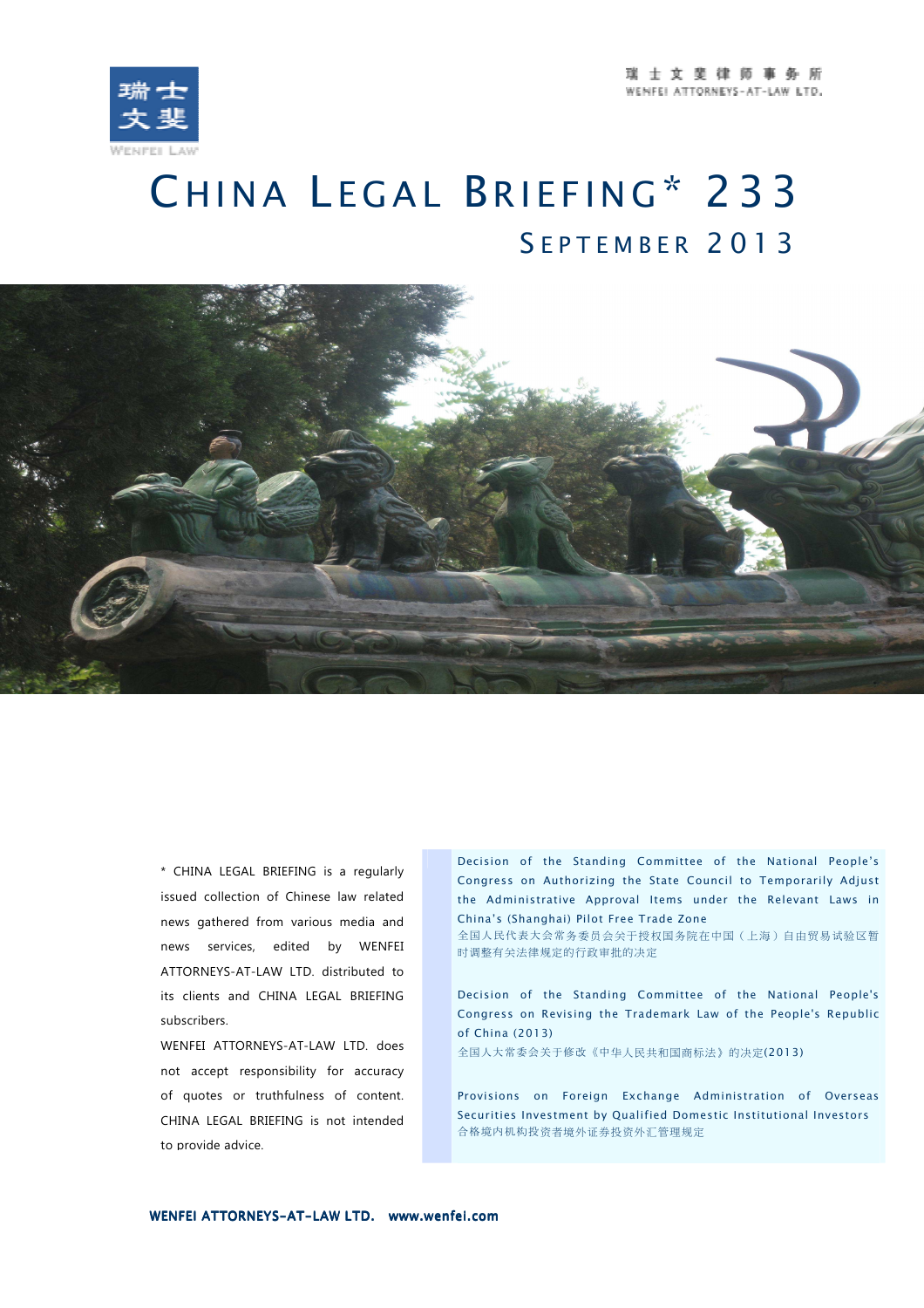瑞士文斐律师事务所
WENFEI ATTORNEYS-AT-LAW LTD.

# CHINA LEGAL BRIEFING* 233

## SEPTEMBER 2013

* CHINA LEGAL BRIEFING is a regularly issued collection of Chinese law related news gathered from various media and news services, edited by WENFEI ATTORNEYS-AT-LAW LTD. distributed to its clients and CHINA LEGAL BRIEFING subscribers.

WENFEI ATTORNEYS-AT-LAW LTD. does not accept responsibility for accuracy of quotes or truthfulness of content. CHINA LEGAL BRIEFING is not intended to provide advice.

Decision of the Standing Committee of the National People's Congress on Authorizing the State Council to Temporarily Adjust the Administrative Approval Items under the Relevant Laws in China's (Shanghai) Pilot Free Trade Zone
全国人民代表大会常务委员会关于授权国务院在中国（上海）自由贸易试验区暂时调整有关法律规定的行政审批的决定

Decision of the Standing Committee of the National People's Congress on Revising the Trademark Law of the People's Republic of China (2013)
全国人大常委会关于修改《中华人民共和国商标法》的决定(2013)

Provisions on Foreign Exchange Administration of Overseas Securities Investment by Qualified Domestic Institutional Investors
合格境内机构投资者境外证券投资外汇管理规定

WENFEI ATTORNEYS-AT-LAW LTD. www.wenfei.com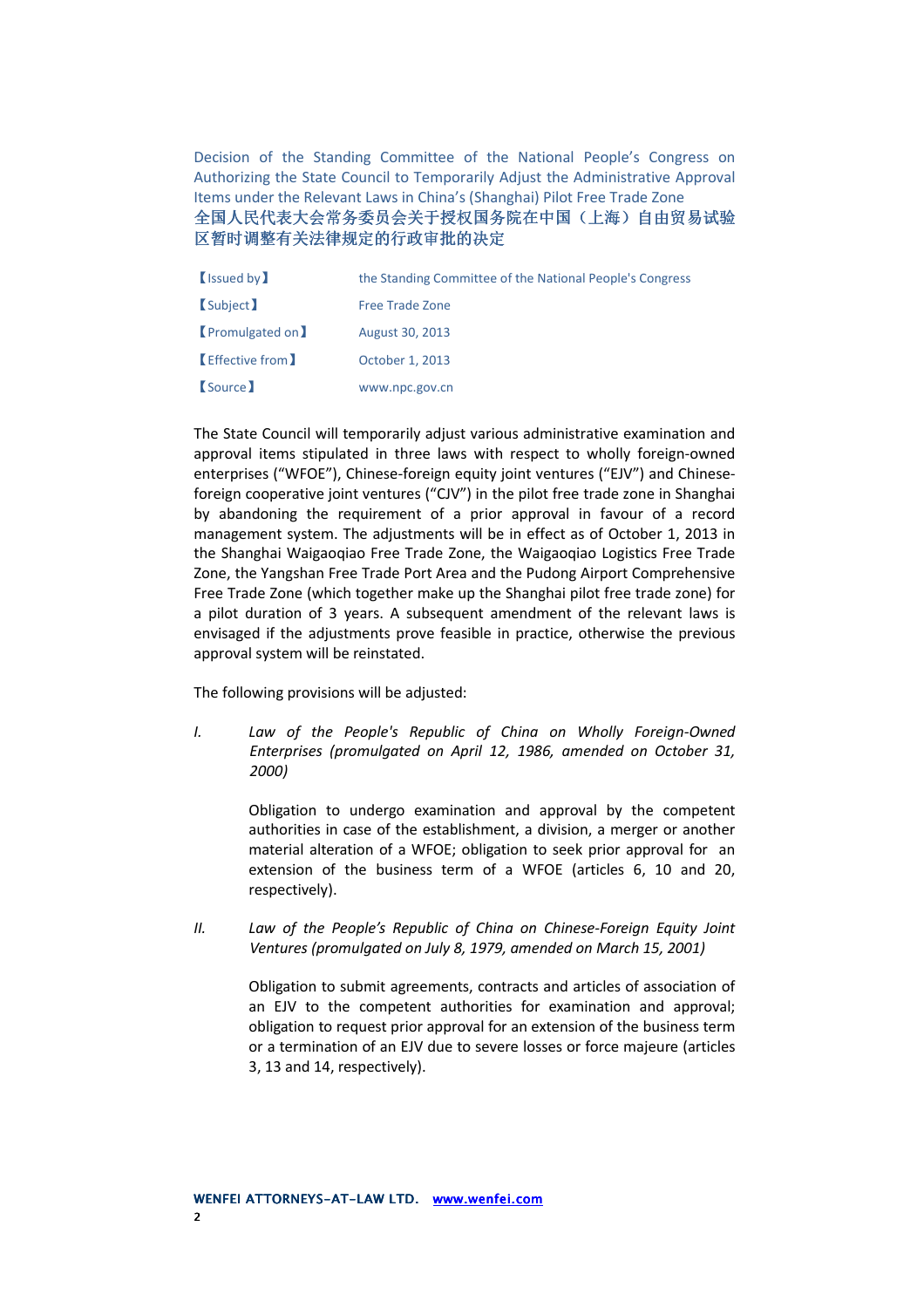# Decision of the Standing Committee of the National People's Congress on Authorizing the State Council to Temporarily Adjust the Administrative Approval Items under the Relevant Laws in China's (Shanghai) Pilot Free Trade Zone

# 全国人民代表大会常务委员会关于授权国务院在中国（上海）自由贸易试验区暂时调整有关法律规定的行政审批的决定

| | |
|---|---|
| 【Issued by】 | the Standing Committee of the National People's Congress |
| 【Subject】 | Free Trade Zone |
| 【Promulgated on】 | August 30, 2013 |
| 【Effective from】 | October 1, 2013 |
| 【Source】 | www.npc.gov.cn |

The State Council will temporarily adjust various administrative examination and approval items stipulated in three laws with respect to wholly foreign-owned enterprises ("WFOE"), Chinese-foreign equity joint ventures ("EJV") and Chinese-foreign cooperative joint ventures ("CJV") in the pilot free trade zone in Shanghai by abandoning the requirement of a prior approval in favour of a record management system. The adjustments will be in effect as of October 1, 2013 in the Shanghai Waigaoqiao Free Trade Zone, the Waigaoqiao Logistics Free Trade Zone, the Yangshan Free Trade Port Area and the Pudong Airport Comprehensive Free Trade Zone (which together make up the Shanghai pilot free trade zone) for a pilot duration of 3 years. A subsequent amendment of the relevant laws is envisaged if the adjustments prove feasible in practice, otherwise the previous approval system will be reinstated.

The following provisions will be adjusted:

I. *Law of the People's Republic of China on Wholly Foreign-Owned Enterprises (promulgated on April 12, 1986, amended on October 31, 2000)*

Obligation to undergo examination and approval by the competent authorities in case of the establishment, a division, a merger or another material alteration of a WFOE; obligation to seek prior approval for an extension of the business term of a WFOE (articles 6, 10 and 20, respectively).

II. *Law of the People's Republic of China on Chinese-Foreign Equity Joint Ventures (promulgated on July 8, 1979, amended on March 15, 2001)*

Obligation to submit agreements, contracts and articles of association of an EJV to the competent authorities for examination and approval; obligation to request prior approval for an extension of the business term or a termination of an EJV due to severe losses or force majeure (articles 3, 13 and 14, respectively).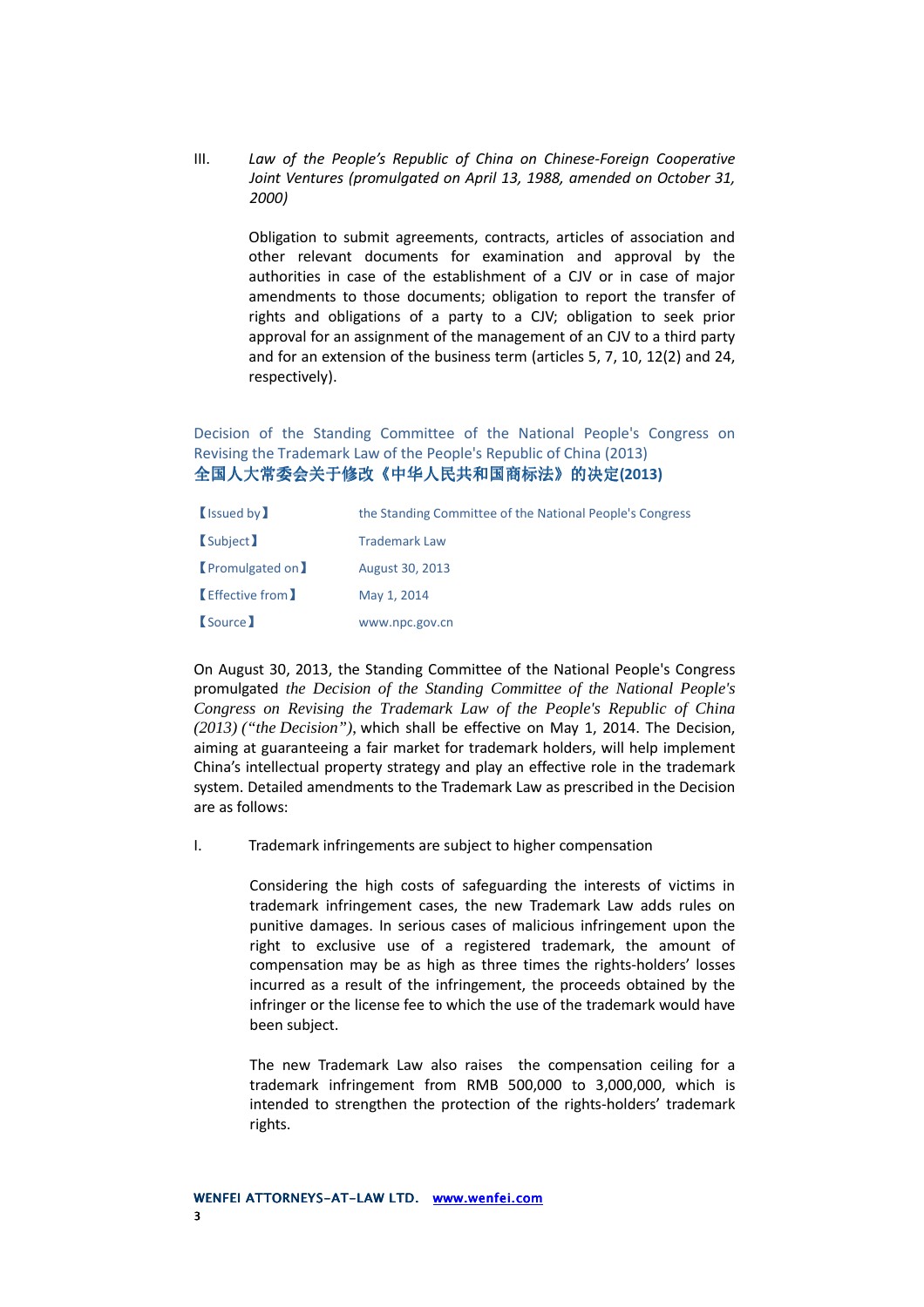III. *Law of the People's Republic of China on Chinese-Foreign Cooperative Joint Ventures (promulgated on April 13, 1988, amended on October 31, 2000)*

Obligation to submit agreements, contracts, articles of association and other relevant documents for examination and approval by the authorities in case of the establishment of a CJV or in case of major amendments to those documents; obligation to report the transfer of rights and obligations of a party to a CJV; obligation to seek prior approval for an assignment of the management of an CJV to a third party and for an extension of the business term (articles 5, 7, 10, 12(2) and 24, respectively).

## Decision of the Standing Committee of the National People's Congress on Revising the Trademark Law of the People's Republic of China (2013)
## **全国人大常委会关于修改《中华人民共和国商标法》的决定(2013)**

| | |
|---|---|
| 【Issued by】 | the Standing Committee of the National People's Congress |
| 【Subject】 | Trademark Law |
| 【Promulgated on】 | August 30, 2013 |
| 【Effective from】 | May 1, 2014 |
| 【Source】 | www.npc.gov.cn |

On August 30, 2013, the Standing Committee of the National People's Congress promulgated *the Decision of the Standing Committee of the National People's Congress on Revising the Trademark Law of the People's Republic of China (2013) ("the Decision")*, which shall be effective on May 1, 2014. The Decision, aiming at guaranteeing a fair market for trademark holders, will help implement China's intellectual property strategy and play an effective role in the trademark system. Detailed amendments to the Trademark Law as prescribed in the Decision are as follows:

I. Trademark infringements are subject to higher compensation

Considering the high costs of safeguarding the interests of victims in trademark infringement cases, the new Trademark Law adds rules on punitive damages. In serious cases of malicious infringement upon the right to exclusive use of a registered trademark, the amount of compensation may be as high as three times the rights-holders' losses incurred as a result of the infringement, the proceeds obtained by the infringer or the license fee to which the use of the trademark would have been subject.

The new Trademark Law also raises the compensation ceiling for a trademark infringement from RMB 500,000 to 3,000,000, which is intended to strengthen the protection of the rights-holders' trademark rights.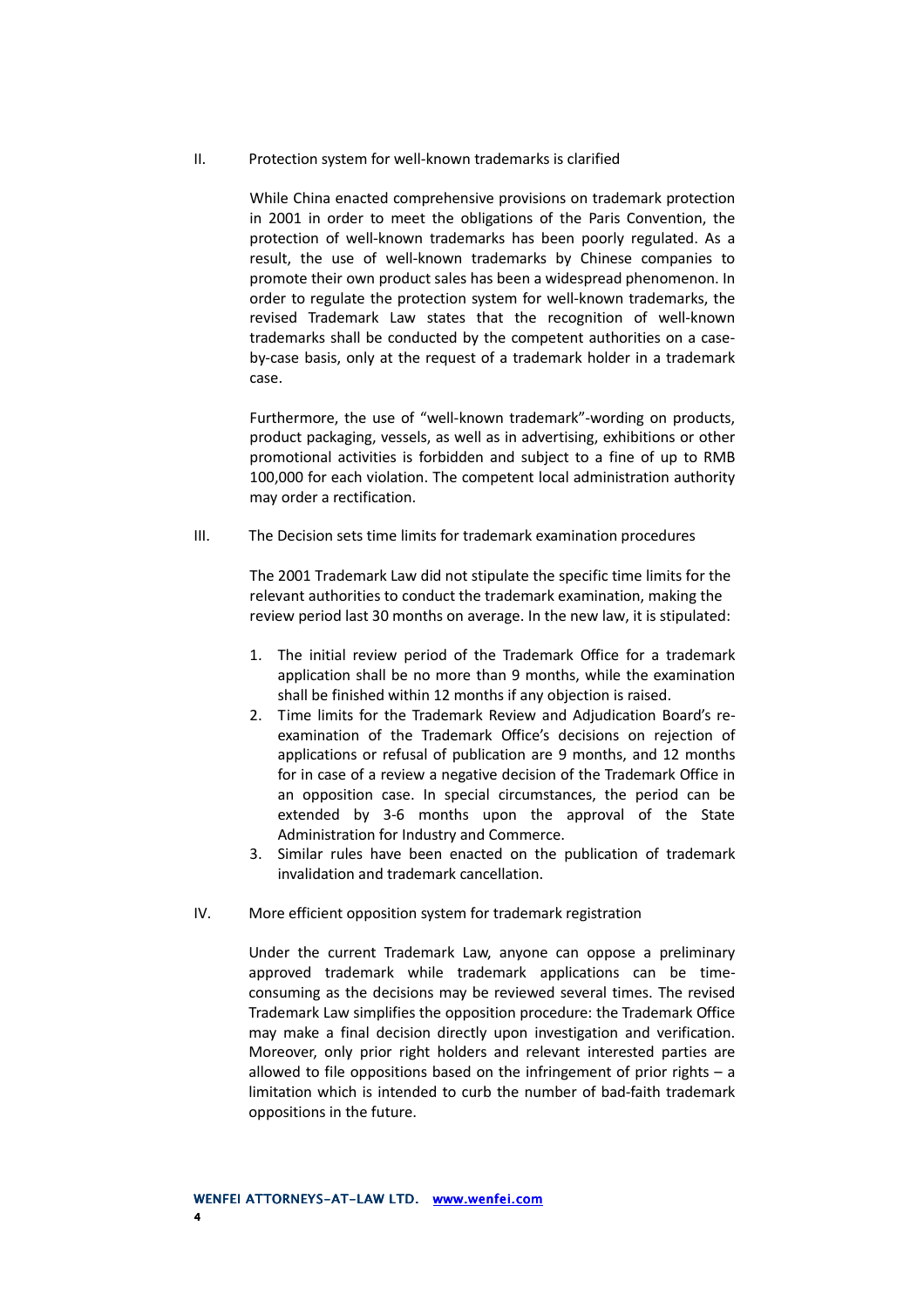## II. Protection system for well-known trademarks is clarified

While China enacted comprehensive provisions on trademark protection in 2001 in order to meet the obligations of the Paris Convention, the protection of well-known trademarks has been poorly regulated. As a result, the use of well-known trademarks by Chinese companies to promote their own product sales has been a widespread phenomenon. In order to regulate the protection system for well-known trademarks, the revised Trademark Law states that the recognition of well-known trademarks shall be conducted by the competent authorities on a case-by-case basis, only at the request of a trademark holder in a trademark case.

Furthermore, the use of "well-known trademark"-wording on products, product packaging, vessels, as well as in advertising, exhibitions or other promotional activities is forbidden and subject to a fine of up to RMB 100,000 for each violation. The competent local administration authority may order a rectification.

## III. The Decision sets time limits for trademark examination procedures

The 2001 Trademark Law did not stipulate the specific time limits for the relevant authorities to conduct the trademark examination, making the review period last 30 months on average. In the new law, it is stipulated:

1. The initial review period of the Trademark Office for a trademark application shall be no more than 9 months, while the examination shall be finished within 12 months if any objection is raised.
2. Time limits for the Trademark Review and Adjudication Board's re-examination of the Trademark Office's decisions on rejection of applications or refusal of publication are 9 months, and 12 months for in case of a review a negative decision of the Trademark Office in an opposition case. In special circumstances, the period can be extended by 3-6 months upon the approval of the State Administration for Industry and Commerce.
3. Similar rules have been enacted on the publication of trademark invalidation and trademark cancellation.

## IV. More efficient opposition system for trademark registration

Under the current Trademark Law, anyone can oppose a preliminary approved trademark while trademark applications can be time-consuming as the decisions may be reviewed several times. The revised Trademark Law simplifies the opposition procedure: the Trademark Office may make a final decision directly upon investigation and verification. Moreover, only prior right holders and relevant interested parties are allowed to file oppositions based on the infringement of prior rights – a limitation which is intended to curb the number of bad-faith trademark oppositions in the future.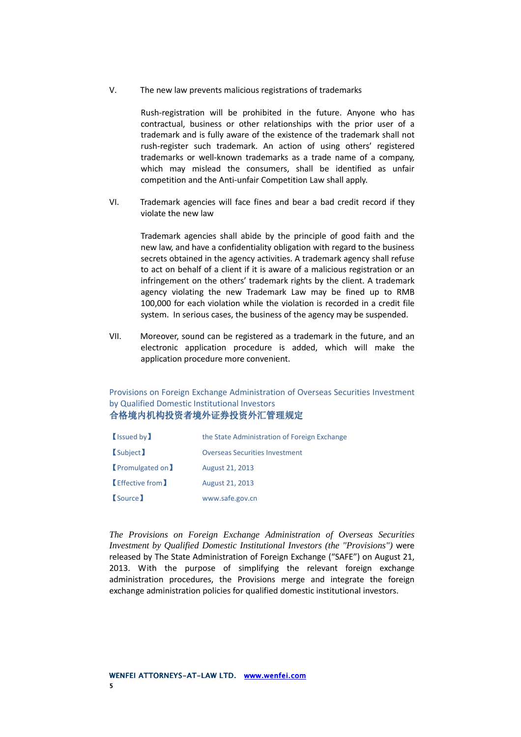V. The new law prevents malicious registrations of trademarks

Rush-registration will be prohibited in the future. Anyone who has contractual, business or other relationships with the prior user of a trademark and is fully aware of the existence of the trademark shall not rush-register such trademark. An action of using others' registered trademarks or well-known trademarks as a trade name of a company, which may mislead the consumers, shall be identified as unfair competition and the Anti-unfair Competition Law shall apply.

VI. Trademark agencies will face fines and bear a bad credit record if they violate the new law

Trademark agencies shall abide by the principle of good faith and the new law, and have a confidentiality obligation with regard to the business secrets obtained in the agency activities. A trademark agency shall refuse to act on behalf of a client if it is aware of a malicious registration or an infringement on the others' trademark rights by the client. A trademark agency violating the new Trademark Law may be fined up to RMB 100,000 for each violation while the violation is recorded in a credit file system. In serious cases, the business of the agency may be suspended.

VII. Moreover, sound can be registered as a trademark in the future, and an electronic application procedure is added, which will make the application procedure more convenient.

## Provisions on Foreign Exchange Administration of Overseas Securities Investment by Qualified Domestic Institutional Investors
## 合格境内机构投资者境外证券投资外汇管理规定

| | |
|---|---|
| 【Issued by】 | the State Administration of Foreign Exchange |
| 【Subject】 | Overseas Securities Investment |
| 【Promulgated on】 | August 21, 2013 |
| 【Effective from】 | August 21, 2013 |
| 【Source】 | www.safe.gov.cn |

*The Provisions on Foreign Exchange Administration of Overseas Securities Investment by Qualified Domestic Institutional Investors (the "Provisions")* were released by The State Administration of Foreign Exchange ("SAFE") on August 21, 2013. With the purpose of simplifying the relevant foreign exchange administration procedures, the Provisions merge and integrate the foreign exchange administration policies for qualified domestic institutional investors.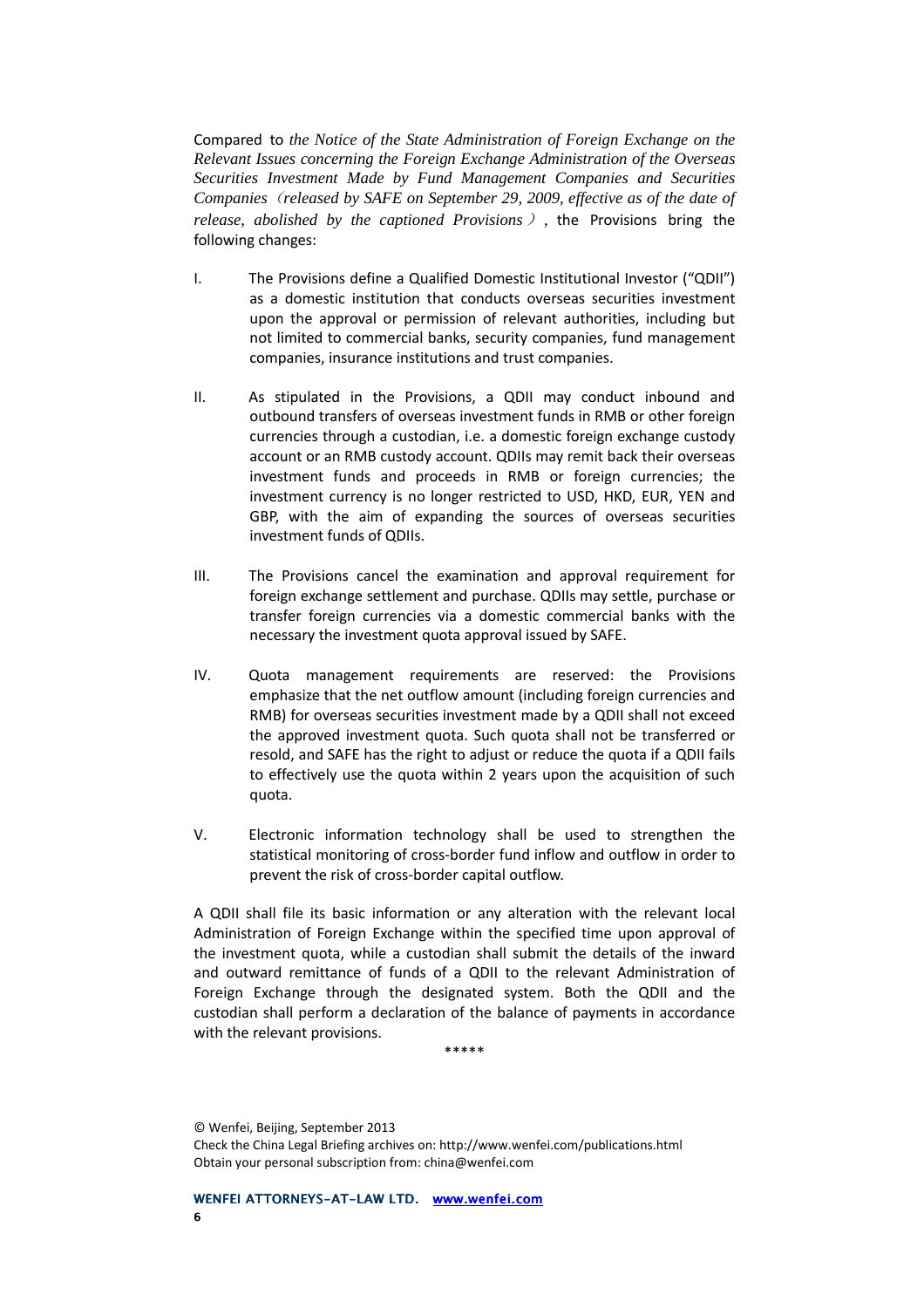Compared to *the Notice of the State Administration of Foreign Exchange on the Relevant Issues concerning the Foreign Exchange Administration of the Overseas Securities Investment Made by Fund Management Companies and Securities Companies*（*released by SAFE on September 29, 2009, effective as of the date of release, abolished by the captioned Provisions*）, the Provisions bring the following changes:

I. The Provisions define a Qualified Domestic Institutional Investor ("QDII") as a domestic institution that conducts overseas securities investment upon the approval or permission of relevant authorities, including but not limited to commercial banks, security companies, fund management companies, insurance institutions and trust companies.

II. As stipulated in the Provisions, a QDII may conduct inbound and outbound transfers of overseas investment funds in RMB or other foreign currencies through a custodian, i.e. a domestic foreign exchange custody account or an RMB custody account. QDIIs may remit back their overseas investment funds and proceeds in RMB or foreign currencies; the investment currency is no longer restricted to USD, HKD, EUR, YEN and GBP, with the aim of expanding the sources of overseas securities investment funds of QDIIs.

III. The Provisions cancel the examination and approval requirement for foreign exchange settlement and purchase. QDIIs may settle, purchase or transfer foreign currencies via a domestic commercial banks with the necessary the investment quota approval issued by SAFE.

IV. Quota management requirements are reserved: the Provisions emphasize that the net outflow amount (including foreign currencies and RMB) for overseas securities investment made by a QDII shall not exceed the approved investment quota. Such quota shall not be transferred or resold, and SAFE has the right to adjust or reduce the quota if a QDII fails to effectively use the quota within 2 years upon the acquisition of such quota.

V. Electronic information technology shall be used to strengthen the statistical monitoring of cross-border fund inflow and outflow in order to prevent the risk of cross-border capital outflow.

A QDII shall file its basic information or any alteration with the relevant local Administration of Foreign Exchange within the specified time upon approval of the investment quota, while a custodian shall submit the details of the inward and outward remittance of funds of a QDII to the relevant Administration of Foreign Exchange through the designated system. Both the QDII and the custodian shall perform a declaration of the balance of payments in accordance with the relevant provisions.

*****

© Wenfei, Beijing, September 2013
Check the China Legal Briefing archives on: http://www.wenfei.com/publications.html
Obtain your personal subscription from: china@wenfei.com